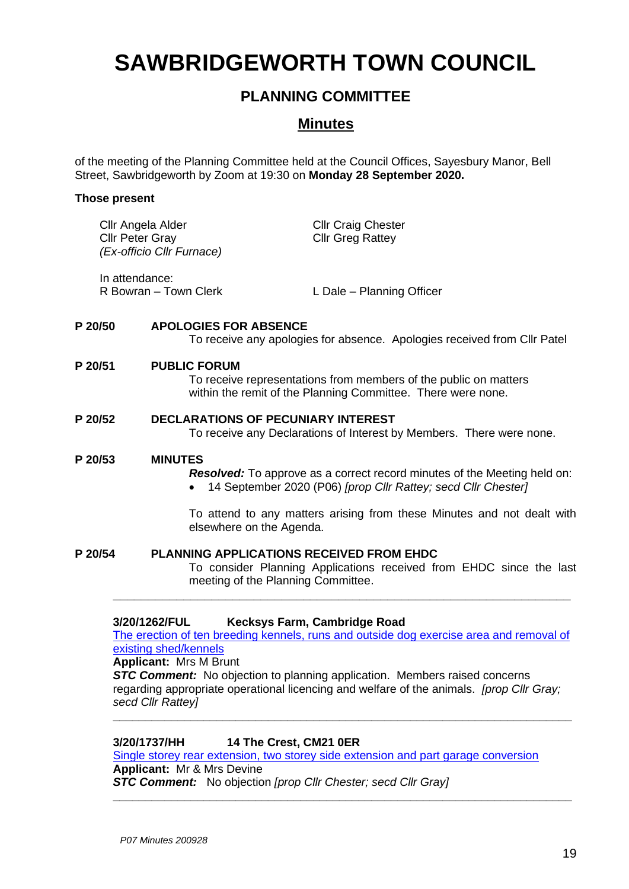# SAWBRIDGEWORTH TOWN COUNCIL

## PLANNING COMMITTEE

## Minutes

of the meeting of the Planning Committee held at the Council Offices, Sayesbury Manor, Bell Street, Sawbridgeworth by Zoom at 19:30 on **Monday 28 September 2020.**

**Those present**

Cllr Angela Alder
Cllr Peter Gray
*(Ex-officio Cllr Furnace)*
Cllr Craig Chester
Cllr Greg Rattey

In attendance:
R Bowran – Town Clerk
L Dale – Planning Officer

**P 20/50 APOLOGIES FOR ABSENCE**

To receive any apologies for absence. Apologies received from Cllr Patel

**P 20/51 PUBLIC FORUM**

To receive representations from members of the public on matters within the remit of the Planning Committee. There were none.

**P 20/52 DECLARATIONS OF PECUNIARY INTEREST**

To receive any Declarations of Interest by Members. There were none.

**P 20/53 MINUTES**

***Resolved:*** To approve as a correct record minutes of the Meeting held on:

- 14 September 2020 (P06) *[prop Cllr Rattey; secd Cllr Chester]*

To attend to any matters arising from these Minutes and not dealt with elsewhere on the Agenda.

**P 20/54 PLANNING APPLICATIONS RECEIVED FROM EHDC**

To consider Planning Applications received from EHDC since the last meeting of the Planning Committee.

---

**3/20/1262/FUL Kecksys Farm, Cambridge Road**
The erection of ten breeding kennels, runs and outside dog exercise area and removal of existing shed/kennels
**Applicant:** Mrs M Brunt
***STC Comment:*** No objection to planning application. Members raised concerns regarding appropriate operational licencing and welfare of the animals. *[prop Cllr Gray; secd Cllr Rattey]*

---

**3/20/1737/HH 14 The Crest, CM21 0ER**
Single storey rear extension, two storey side extension and part garage conversion
**Applicant:** Mr & Mrs Devine
***STC Comment:*** No objection *[prop Cllr Chester; secd Cllr Gray]*

---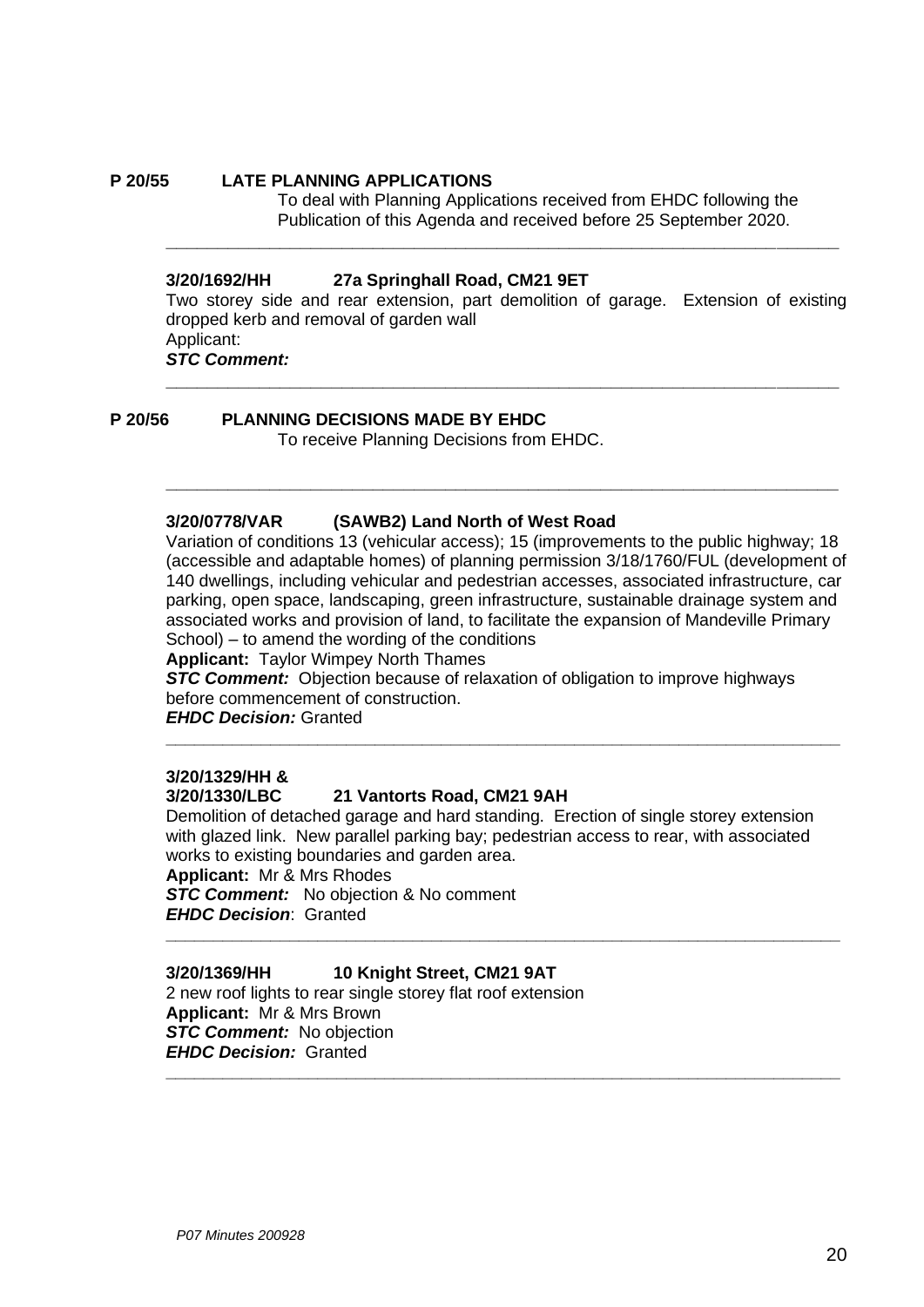**P 20/55 LATE PLANNING APPLICATIONS**

To deal with Planning Applications received from EHDC following the Publication of this Agenda and received before 25 September 2020.

---

**3/20/1692/HH 27a Springhall Road, CM21 9ET**

Two storey side and rear extension, part demolition of garage. Extension of existing dropped kerb and removal of garden wall

Applicant:

***STC Comment:***

---

**P 20/56 PLANNING DECISIONS MADE BY EHDC**

To receive Planning Decisions from EHDC.

---

**3/20/0778/VAR (SAWB2) Land North of West Road**

Variation of conditions 13 (vehicular access); 15 (improvements to the public highway; 18 (accessible and adaptable homes) of planning permission 3/18/1760/FUL (development of 140 dwellings, including vehicular and pedestrian accesses, associated infrastructure, car parking, open space, landscaping, green infrastructure, sustainable drainage system and associated works and provision of land, to facilitate the expansion of Mandeville Primary School) – to amend the wording of the conditions

**Applicant:** Taylor Wimpey North Thames

***STC Comment:*** Objection because of relaxation of obligation to improve highways before commencement of construction.

***EHDC Decision:*** Granted

---

**3/20/1329/HH &**
**3/20/1330/LBC 21 Vantorts Road, CM21 9AH**

Demolition of detached garage and hard standing. Erection of single storey extension with glazed link. New parallel parking bay; pedestrian access to rear, with associated works to existing boundaries and garden area.

**Applicant:** Mr & Mrs Rhodes

***STC Comment:*** No objection & No comment

***EHDC Decision***: Granted

---

**3/20/1369/HH 10 Knight Street, CM21 9AT**

2 new roof lights to rear single storey flat roof extension

**Applicant:** Mr & Mrs Brown

***STC Comment:*** No objection

***EHDC Decision:*** Granted

---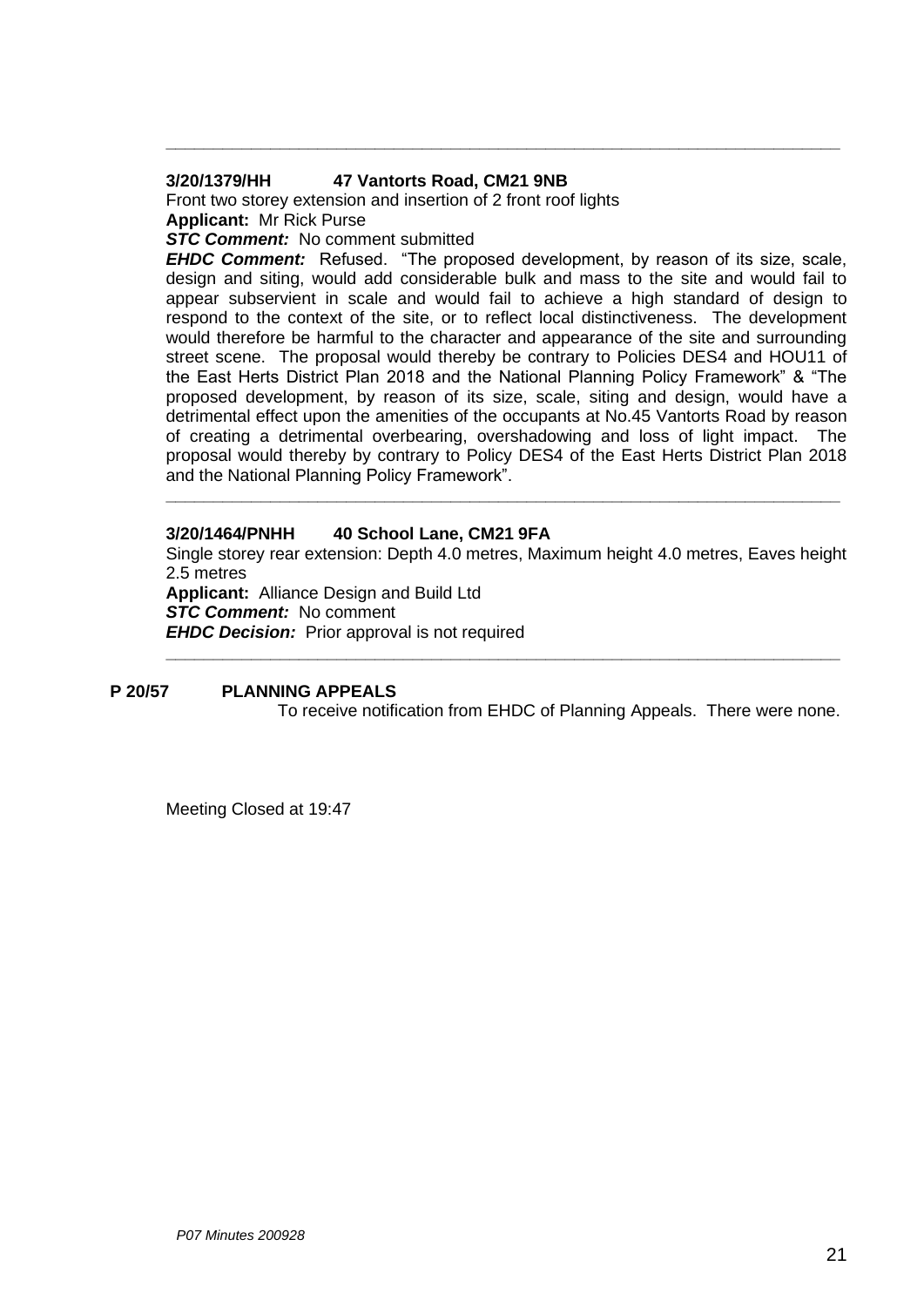---

**3/20/1379/HH 47 Vantorts Road, CM21 9NB**

Front two storey extension and insertion of 2 front roof lights

**Applicant:** Mr Rick Purse

***STC Comment:*** No comment submitted

***EHDC Comment:*** Refused. "The proposed development, by reason of its size, scale, design and siting, would add considerable bulk and mass to the site and would fail to appear subservient in scale and would fail to achieve a high standard of design to respond to the context of the site, or to reflect local distinctiveness. The development would therefore be harmful to the character and appearance of the site and surrounding street scene. The proposal would thereby be contrary to Policies DES4 and HOU11 of the East Herts District Plan 2018 and the National Planning Policy Framework" & "The proposed development, by reason of its size, scale, siting and design, would have a detrimental effect upon the amenities of the occupants at No.45 Vantorts Road by reason of creating a detrimental overbearing, overshadowing and loss of light impact. The proposal would thereby by contrary to Policy DES4 of the East Herts District Plan 2018 and the National Planning Policy Framework".

---

**3/20/1464/PNHH 40 School Lane, CM21 9FA**

Single storey rear extension: Depth 4.0 metres, Maximum height 4.0 metres, Eaves height 2.5 metres

**Applicant:** Alliance Design and Build Ltd

***STC Comment:*** No comment

***EHDC Decision:*** Prior approval is not required

---

**P 20/57 PLANNING APPEALS**

To receive notification from EHDC of Planning Appeals. There were none.

Meeting Closed at 19:47

*P07 Minutes 200928*